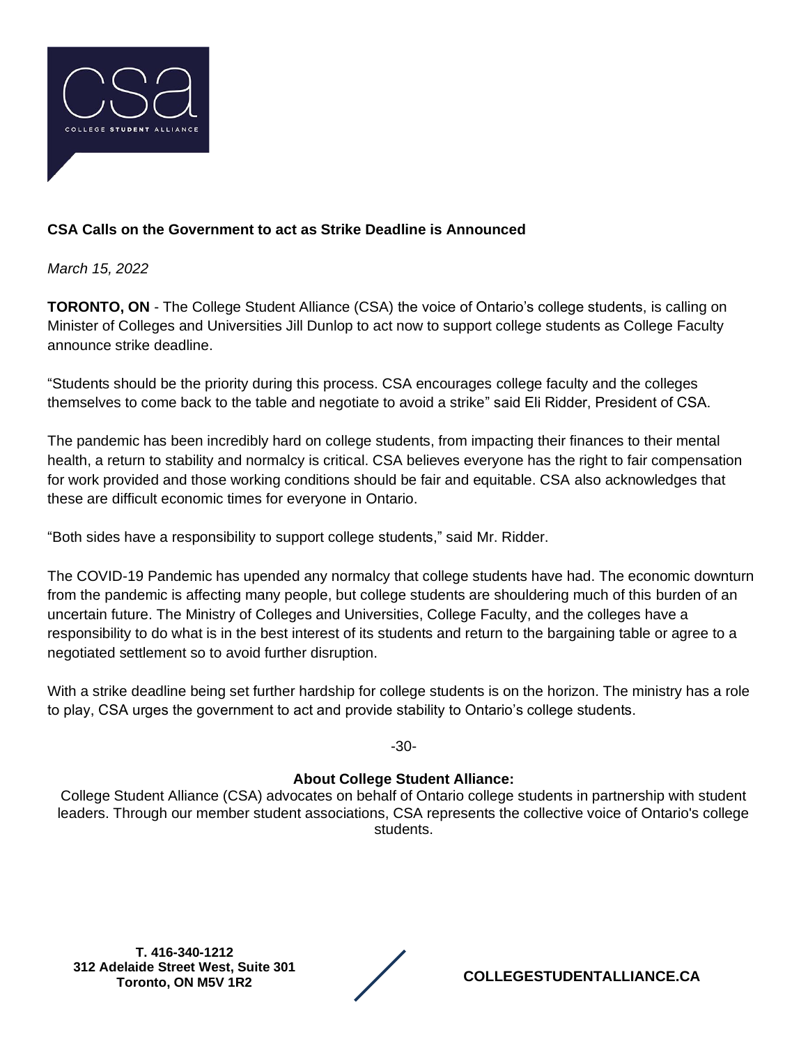csa

COLLEGE STUDENT ALLIANCE

**CSA Calls on the Government to act as Strike Deadline is Announced**

*March 15, 2022*

**TORONTO, ON** - The College Student Alliance (CSA) the voice of Ontario's college students, is calling on Minister of Colleges and Universities Jill Dunlop to act now to support college students as College Faculty announce strike deadline.

"Students should be the priority during this process. CSA encourages college faculty and the colleges themselves to come back to the table and negotiate to avoid a strike" said Eli Ridder, President of CSA.

The pandemic has been incredibly hard on college students, from impacting their finances to their mental health, a return to stability and normalcy is critical. CSA believes everyone has the right to fair compensation for work provided and those working conditions should be fair and equitable. CSA also acknowledges that these are difficult economic times for everyone in Ontario.

"Both sides have a responsibility to support college students," said Mr. Ridder.

The COVID-19 Pandemic has upended any normalcy that college students have had. The economic downturn from the pandemic is affecting many people, but college students are shouldering much of this burden of an uncertain future. The Ministry of Colleges and Universities, College Faculty, and the colleges have a responsibility to do what is in the best interest of its students and return to the bargaining table or agree to a negotiated settlement so to avoid further disruption.

With a strike deadline being set further hardship for college students is on the horizon. The ministry has a role to play, CSA urges the government to act and provide stability to Ontario's college students.

-30-

**About College Student Alliance:**

College Student Alliance (CSA) advocates on behalf of Ontario college students in partnership with student leaders. Through our member student associations, CSA represents the collective voice of Ontario's college students.

**T. 416-340-1212**
**312 Adelaide Street West, Suite 301**
**Toronto, ON M5V 1R2**

**COLLEGESTUDENTALLIANCE.CA**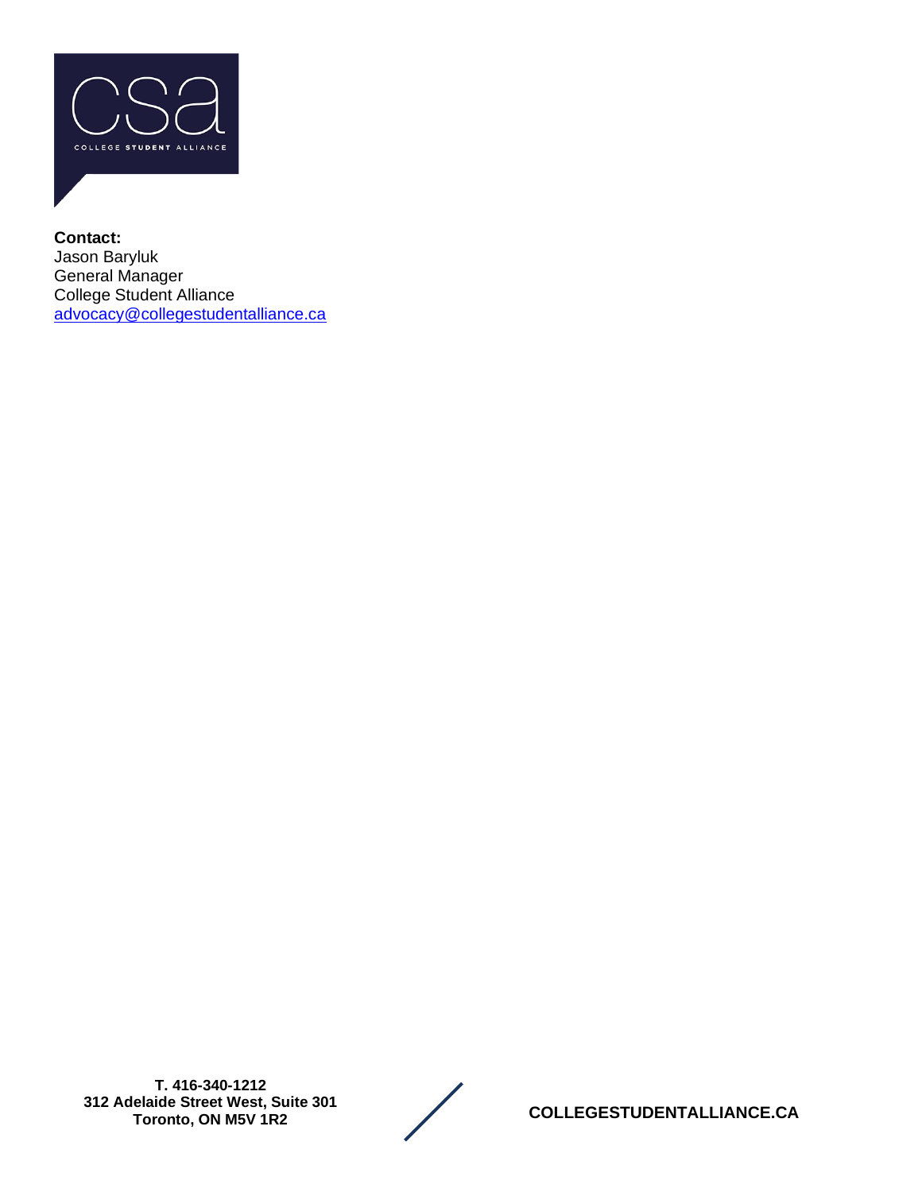**Contact:**
Jason Baryluk
General Manager
College Student Alliance
advocacy@collegestudentalliance.ca

T. 416-340-1212
312 Adelaide Street West, Suite 301
Toronto, ON M5V 1R2

COLLEGESTUDENTALLIANCE.CA